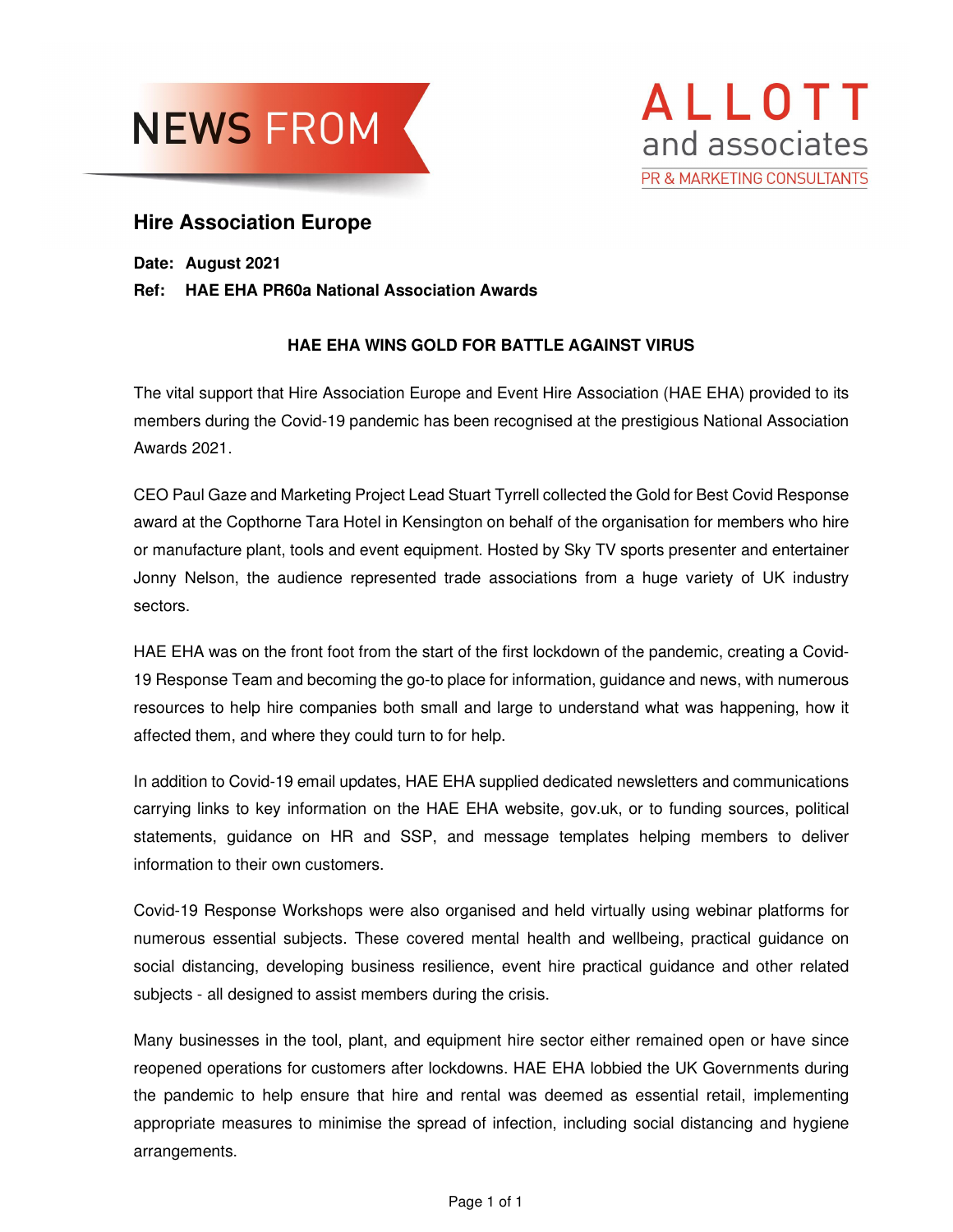NEWS FROM

ALLOTT and associates
PR & MARKETING CONSULTANTS

## Hire Association Europe

**Date: August 2021**

**Ref: HAE EHA PR60a National Association Awards**

### HAE EHA WINS GOLD FOR BATTLE AGAINST VIRUS

The vital support that Hire Association Europe and Event Hire Association (HAE EHA) provided to its members during the Covid-19 pandemic has been recognised at the prestigious National Association Awards 2021.

CEO Paul Gaze and Marketing Project Lead Stuart Tyrrell collected the Gold for Best Covid Response award at the Copthorne Tara Hotel in Kensington on behalf of the organisation for members who hire or manufacture plant, tools and event equipment. Hosted by Sky TV sports presenter and entertainer Jonny Nelson, the audience represented trade associations from a huge variety of UK industry sectors.

HAE EHA was on the front foot from the start of the first lockdown of the pandemic, creating a Covid-19 Response Team and becoming the go-to place for information, guidance and news, with numerous resources to help hire companies both small and large to understand what was happening, how it affected them, and where they could turn to for help.

In addition to Covid-19 email updates, HAE EHA supplied dedicated newsletters and communications carrying links to key information on the HAE EHA website, gov.uk, or to funding sources, political statements, guidance on HR and SSP, and message templates helping members to deliver information to their own customers.

Covid-19 Response Workshops were also organised and held virtually using webinar platforms for numerous essential subjects. These covered mental health and wellbeing, practical guidance on social distancing, developing business resilience, event hire practical guidance and other related subjects - all designed to assist members during the crisis.

Many businesses in the tool, plant, and equipment hire sector either remained open or have since reopened operations for customers after lockdowns. HAE EHA lobbied the UK Governments during the pandemic to help ensure that hire and rental was deemed as essential retail, implementing appropriate measures to minimise the spread of infection, including social distancing and hygiene arrangements.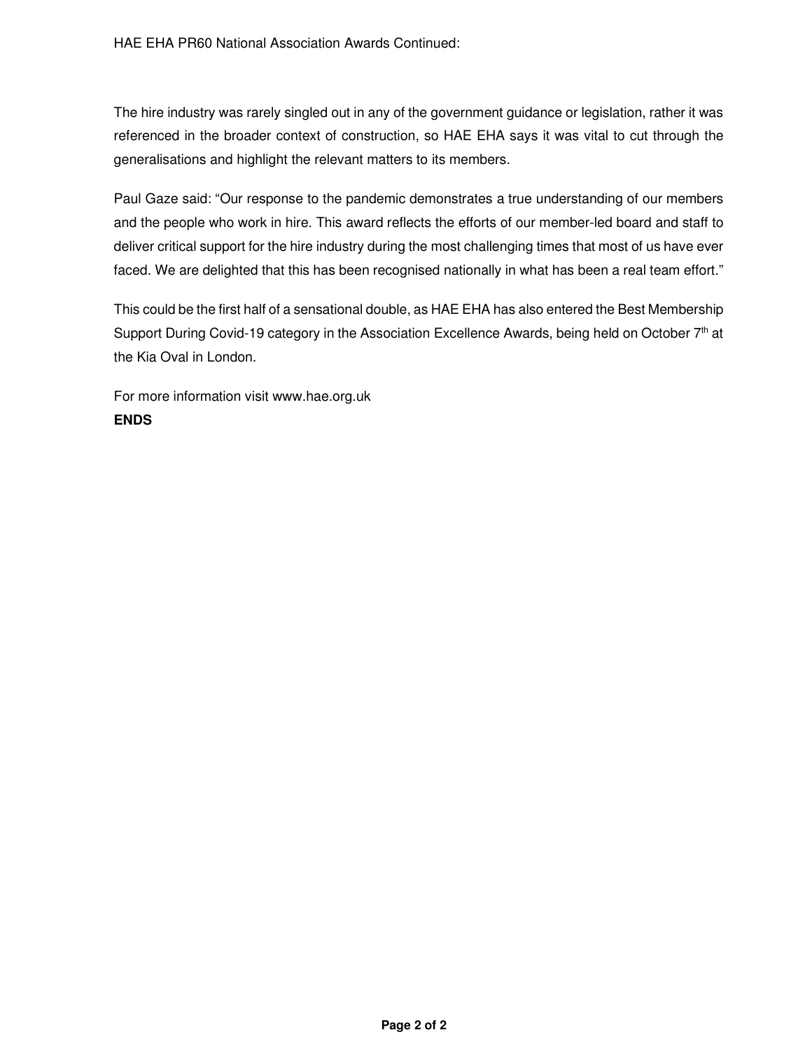HAE EHA PR60 National Association Awards Continued:

The hire industry was rarely singled out in any of the government guidance or legislation, rather it was referenced in the broader context of construction, so HAE EHA says it was vital to cut through the generalisations and highlight the relevant matters to its members.

Paul Gaze said: "Our response to the pandemic demonstrates a true understanding of our members and the people who work in hire. This award reflects the efforts of our member-led board and staff to deliver critical support for the hire industry during the most challenging times that most of us have ever faced. We are delighted that this has been recognised nationally in what has been a real team effort."

This could be the first half of a sensational double, as HAE EHA has also entered the Best Membership Support During Covid-19 category in the Association Excellence Awards, being held on October 7th at the Kia Oval in London.

For more information visit www.hae.org.uk

**ENDS**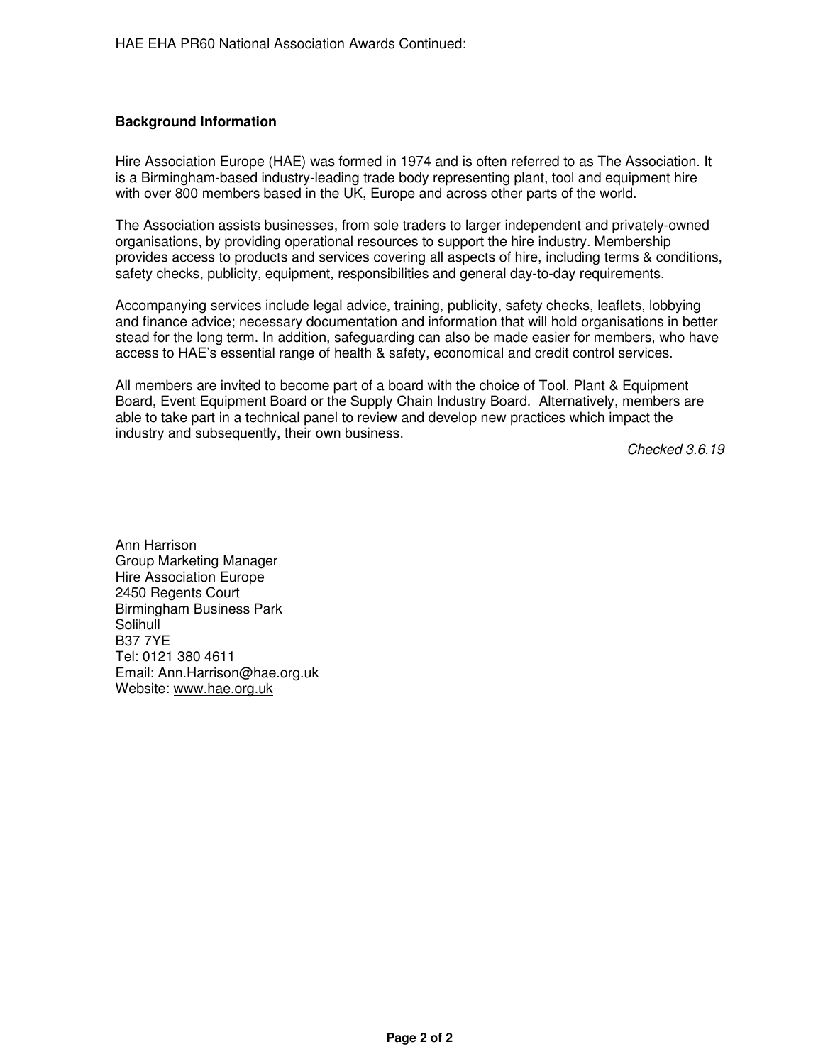### Background Information

Hire Association Europe (HAE) was formed in 1974 and is often referred to as The Association. It is a Birmingham-based industry-leading trade body representing plant, tool and equipment hire with over 800 members based in the UK, Europe and across other parts of the world.

The Association assists businesses, from sole traders to larger independent and privately-owned organisations, by providing operational resources to support the hire industry. Membership provides access to products and services covering all aspects of hire, including terms & conditions, safety checks, publicity, equipment, responsibilities and general day-to-day requirements.

Accompanying services include legal advice, training, publicity, safety checks, leaflets, lobbying and finance advice; necessary documentation and information that will hold organisations in better stead for the long term. In addition, safeguarding can also be made easier for members, who have access to HAE's essential range of health & safety, economical and credit control services.

All members are invited to become part of a board with the choice of Tool, Plant & Equipment Board, Event Equipment Board or the Supply Chain Industry Board. Alternatively, members are able to take part in a technical panel to review and develop new practices which impact the industry and subsequently, their own business.

*Checked 3.6.19*

Ann Harrison
Group Marketing Manager
Hire Association Europe
2450 Regents Court
Birmingham Business Park
Solihull
B37 7YE
Tel: 0121 380 4611
Email: Ann.Harrison@hae.org.uk
Website: www.hae.org.uk